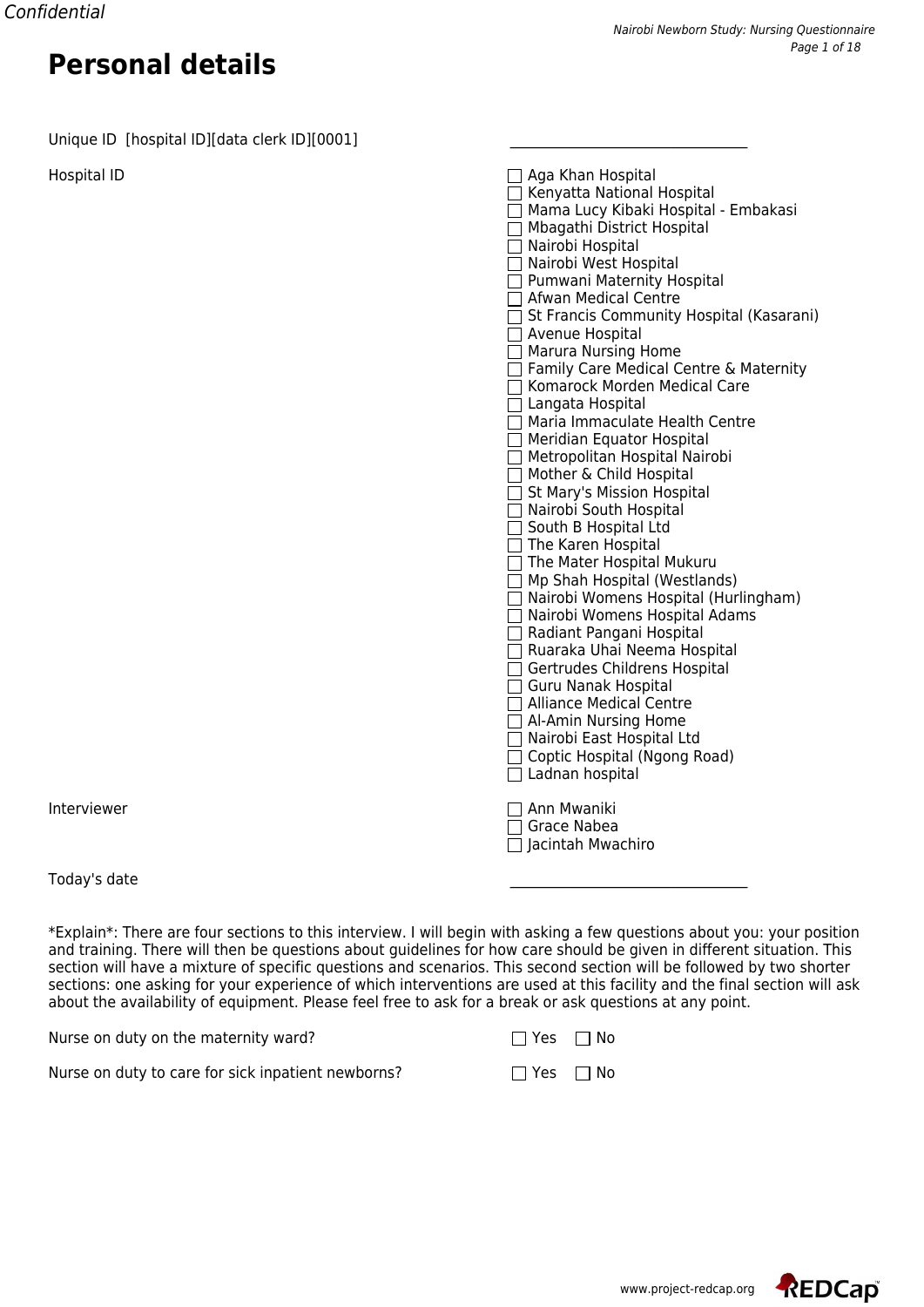# Personal details

Unique ID [hospital ID][data clerk ID][0001] \_\_\_\_\_\_\_\_\_\_\_\_\_\_\_\_\_\_\_\_\_\_\_\_\_\_\_\_\_\_

Hospital ID

- ☐ Aga Khan Hospital
- ☐ Kenyatta National Hospital
- ☐ Mama Lucy Kibaki Hospital - Embakasi
- ☐ Mbagathi District Hospital
- ☐ Nairobi Hospital
- ☐ Nairobi West Hospital
- ☐ Pumwani Maternity Hospital
- ☐ Afwan Medical Centre
- ☐ St Francis Community Hospital (Kasarani)
- ☐ Avenue Hospital
- ☐ Marura Nursing Home
- ☐ Family Care Medical Centre & Maternity
- ☐ Komarock Morden Medical Care
- ☐ Langata Hospital
- ☐ Maria Immaculate Health Centre
- ☐ Meridian Equator Hospital
- ☐ Metropolitan Hospital Nairobi
- ☐ Mother & Child Hospital
- ☐ St Mary's Mission Hospital
- ☐ Nairobi South Hospital
- ☐ South B Hospital Ltd
- ☐ The Karen Hospital
- ☐ The Mater Hospital Mukuru
- ☐ Mp Shah Hospital (Westlands)
- ☐ Nairobi Womens Hospital (Hurlingham)
- ☐ Nairobi Womens Hospital Adams
- ☐ Radiant Pangani Hospital
- ☐ Ruaraka Uhai Neema Hospital
- ☐ Gertrudes Childrens Hospital
- ☐ Guru Nanak Hospital
- ☐ Alliance Medical Centre
- ☐ Al-Amin Nursing Home
- ☐ Nairobi East Hospital Ltd
- ☐ Coptic Hospital (Ngong Road)
- ☐ Ladnan hospital

Interviewer

- ☐ Ann Mwaniki
- ☐ Grace Nabea
- ☐ Jacintah Mwachiro

Today's date \_\_\_\_\_\_\_\_\_\_\_\_\_\_\_\_\_\_\_\_\_\_\_\_\_\_\_\_\_\_

*Explain*: There are four sections to this interview. I will begin with asking a few questions about you: your position and training. There will then be questions about guidelines for how care should be given in different situation. This section will have a mixture of specific questions and scenarios. This second section will be followed by two shorter sections: one asking for your experience of which interventions are used at this facility and the final section will ask about the availability of equipment. Please feel free to ask for a break or ask questions at any point.

Nurse on duty on the maternity ward? ☐ Yes ☐ No

Nurse on duty to care for sick inpatient newborns? ☐ Yes ☐ No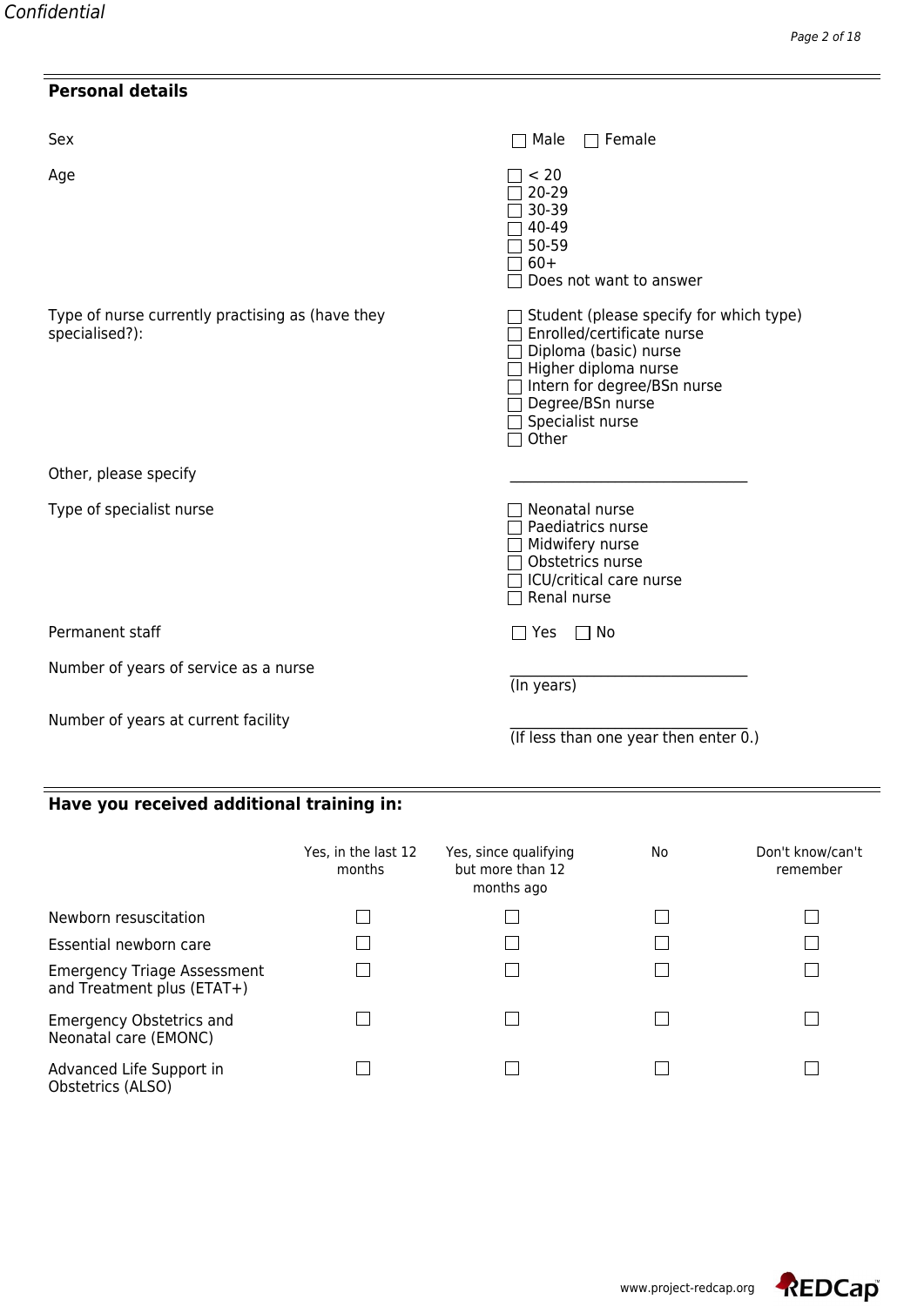## Personal details

| | |
|---|---|
| Sex | ☐ Male ☐ Female |
| Age | ☐ < 20<br>☐ 20-29<br>☐ 30-39<br>☐ 40-49<br>☐ 50-59<br>☐ 60+<br>☐ Does not want to answer |
| Type of nurse currently practising as (have they specialised?): | ☐ Student (please specify for which type)<br>☐ Enrolled/certificate nurse<br>☐ Diploma (basic) nurse<br>☐ Higher diploma nurse<br>☐ Intern for degree/BSn nurse<br>☐ Degree/BSn nurse<br>☐ Specialist nurse<br>☐ Other |
| Other, please specify | ______________________________ |
| Type of specialist nurse | ☐ Neonatal nurse<br>☐ Paediatrics nurse<br>☐ Midwifery nurse<br>☐ Obstetrics nurse<br>☐ ICU/critical care nurse<br>☐ Renal nurse |
| Permanent staff | ☐ Yes ☐ No |
| Number of years of service as a nurse | ______________________________<br>(In years) |
| Number of years at current facility | ______________________________<br>(If less than one year then enter 0.) |

## Have you received additional training in:

| | Yes, in the last 12 months | Yes, since qualifying but more than 12 months ago | No | Don't know/can't remember |
|---|---|---|---|---|
| Newborn resuscitation | ☐ | ☐ | ☐ | ☐ |
| Essential newborn care | ☐ | ☐ | ☐ | ☐ |
| Emergency Triage Assessment and Treatment plus (ETAT+) | ☐ | ☐ | ☐ | ☐ |
| Emergency Obstetrics and Neonatal care (EMONC) | ☐ | ☐ | ☐ | ☐ |
| Advanced Life Support in Obstetrics (ALSO) | ☐ | ☐ | ☐ | ☐ |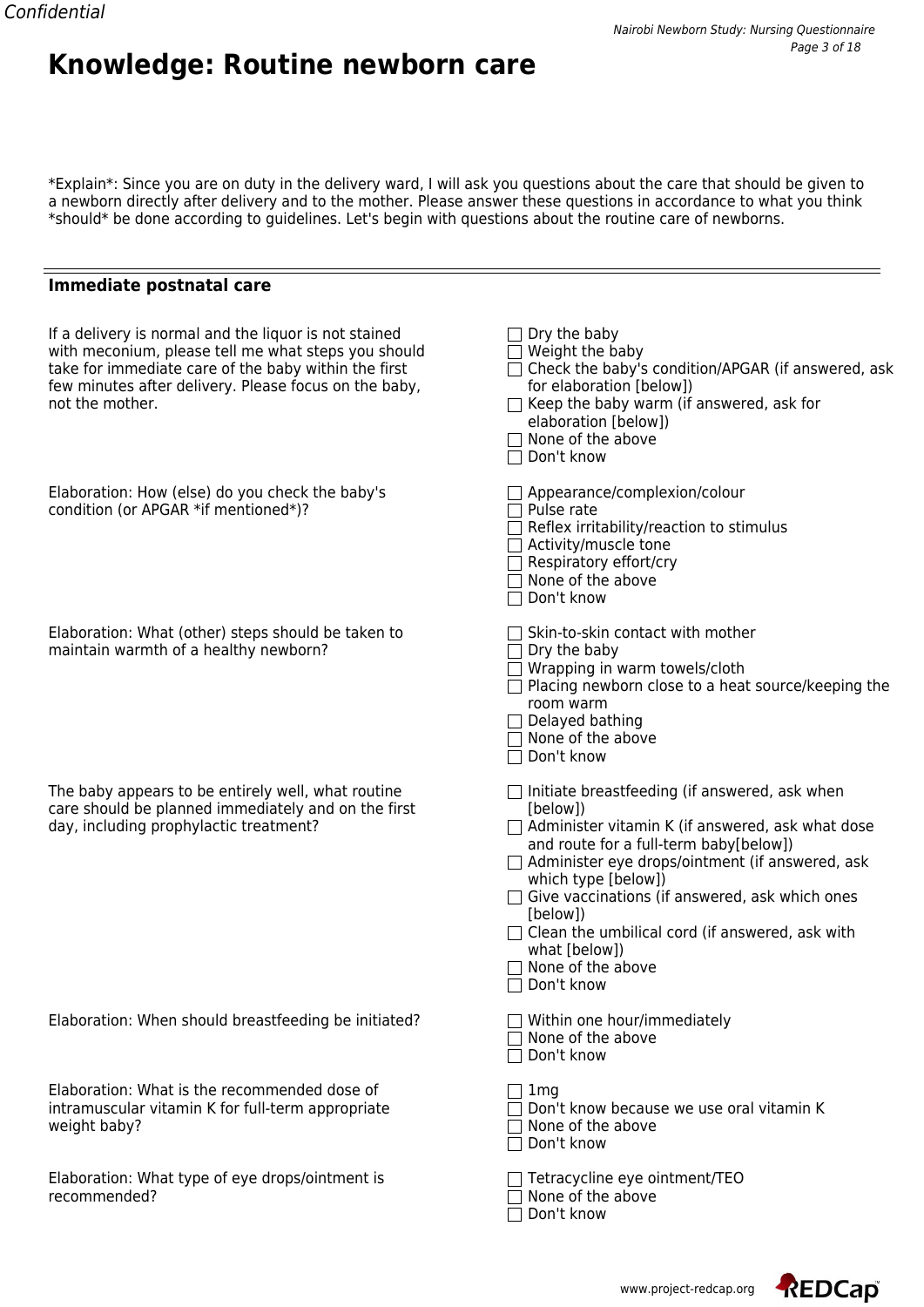# Knowledge: Routine newborn care

*Explain*: Since you are on duty in the delivery ward, I will ask you questions about the care that should be given to a newborn directly after delivery and to the mother. Please answer these questions in accordance to what you think *should* be done according to guidelines. Let's begin with questions about the routine care of newborns.

## Immediate postnatal care

If a delivery is normal and the liquor is not stained with meconium, please tell me what steps you should take for immediate care of the baby within the first few minutes after delivery. Please focus on the baby, not the mother.

- ☐ Dry the baby
- ☐ Weight the baby
- ☐ Check the baby's condition/APGAR (if answered, ask for elaboration [below])
- ☐ Keep the baby warm (if answered, ask for elaboration [below])
- ☐ None of the above
- ☐ Don't know

Elaboration: How (else) do you check the baby's condition (or APGAR *if mentioned*)?

- ☐ Appearance/complexion/colour
- ☐ Pulse rate
- ☐ Reflex irritability/reaction to stimulus
- ☐ Activity/muscle tone
- ☐ Respiratory effort/cry
- ☐ None of the above
- ☐ Don't know

Elaboration: What (other) steps should be taken to maintain warmth of a healthy newborn?

- ☐ Skin-to-skin contact with mother
- ☐ Dry the baby
- ☐ Wrapping in warm towels/cloth
- ☐ Placing newborn close to a heat source/keeping the room warm
- ☐ Delayed bathing
- ☐ None of the above
- ☐ Don't know

The baby appears to be entirely well, what routine care should be planned immediately and on the first day, including prophylactic treatment?

- ☐ Initiate breastfeeding (if answered, ask when [below])
- ☐ Administer vitamin K (if answered, ask what dose and route for a full-term baby[below])
- ☐ Administer eye drops/ointment (if answered, ask which type [below])
- ☐ Give vaccinations (if answered, ask which ones [below])
- ☐ Clean the umbilical cord (if answered, ask with what [below])
- ☐ None of the above
- ☐ Don't know

Elaboration: When should breastfeeding be initiated?

- ☐ Within one hour/immediately
- ☐ None of the above
- ☐ Don't know

Elaboration: What is the recommended dose of intramuscular vitamin K for full-term appropriate weight baby?

- ☐ 1mg
- ☐ Don't know because we use oral vitamin K
- ☐ None of the above
- ☐ Don't know

Elaboration: What type of eye drops/ointment is recommended?

- ☐ Tetracycline eye ointment/TEO
- ☐ None of the above
- ☐ Don't know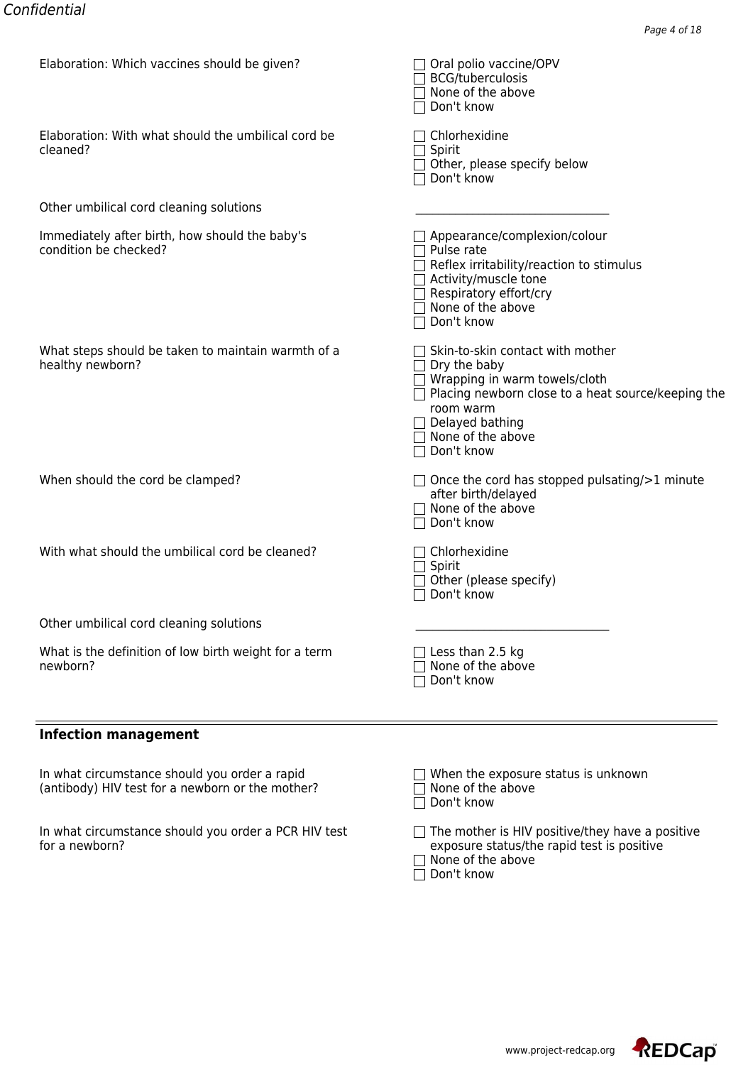Elaboration: Which vaccines should be given?

- ☐ Oral polio vaccine/OPV
- ☐ BCG/tuberculosis
- ☐ None of the above
- ☐ Don't know

Elaboration: With what should the umbilical cord be cleaned?

- ☐ Chlorhexidine
- ☐ Spirit
- ☐ Other, please specify below
- ☐ Don't know

Other umbilical cord cleaning solutions \_\_\_\_\_\_\_\_\_\_\_\_\_\_\_\_\_\_\_\_\_\_\_\_\_\_\_\_\_\_

Immediately after birth, how should the baby's condition be checked?

- ☐ Appearance/complexion/colour
- ☐ Pulse rate
- ☐ Reflex irritability/reaction to stimulus
- ☐ Activity/muscle tone
- ☐ Respiratory effort/cry
- ☐ None of the above
- ☐ Don't know

What steps should be taken to maintain warmth of a healthy newborn?

- ☐ Skin-to-skin contact with mother
- ☐ Dry the baby
- ☐ Wrapping in warm towels/cloth
- ☐ Placing newborn close to a heat source/keeping the room warm
- ☐ Delayed bathing
- ☐ None of the above
- ☐ Don't know

When should the cord be clamped?

- ☐ Once the cord has stopped pulsating/>1 minute after birth/delayed
- ☐ None of the above
- ☐ Don't know

With what should the umbilical cord be cleaned?

- ☐ Chlorhexidine
- ☐ Spirit
- ☐ Other (please specify)
- ☐ Don't know

Other umbilical cord cleaning solutions \_\_\_\_\_\_\_\_\_\_\_\_\_\_\_\_\_\_\_\_\_\_\_\_\_\_\_\_\_\_

What is the definition of low birth weight for a term newborn?

- ☐ Less than 2.5 kg
- ☐ None of the above
- ☐ Don't know

## Infection management

In what circumstance should you order a rapid (antibody) HIV test for a newborn or the mother?

- ☐ When the exposure status is unknown
- ☐ None of the above
- ☐ Don't know

In what circumstance should you order a PCR HIV test for a newborn?

- ☐ The mother is HIV positive/they have a positive exposure status/the rapid test is positive
- ☐ None of the above
- ☐ Don't know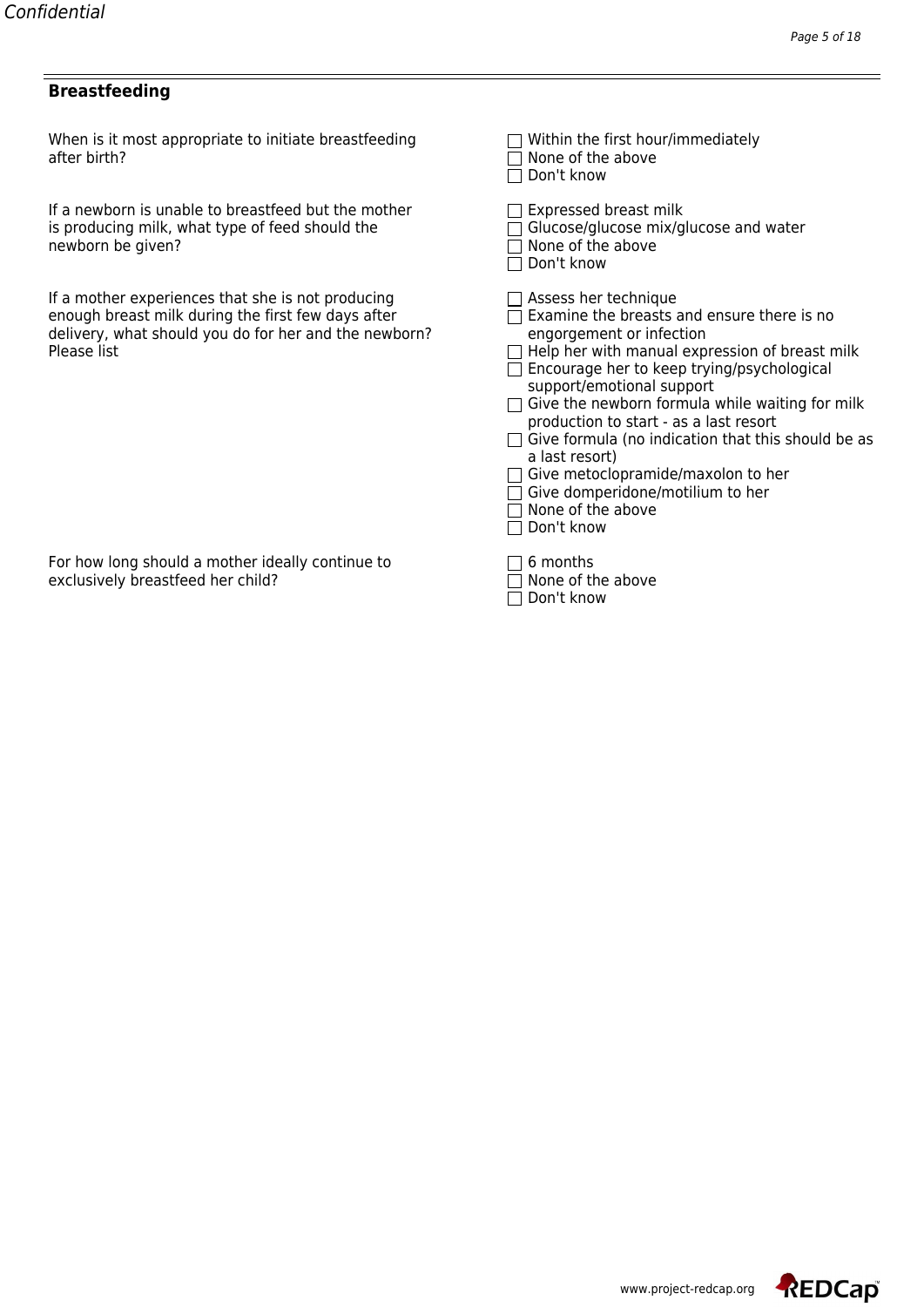## Breastfeeding

When is it most appropriate to initiate breastfeeding after birth?

- [ ] Within the first hour/immediately
- [ ] None of the above
- [ ] Don't know

If a newborn is unable to breastfeed but the mother is producing milk, what type of feed should the newborn be given?

- [ ] Expressed breast milk
- [ ] Glucose/glucose mix/glucose and water
- [ ] None of the above
- [ ] Don't know

If a mother experiences that she is not producing enough breast milk during the first few days after delivery, what should you do for her and the newborn? Please list

- [ ] Assess her technique
- [ ] Examine the breasts and ensure there is no engorgement or infection
- [ ] Help her with manual expression of breast milk
- [ ] Encourage her to keep trying/psychological support/emotional support
- [ ] Give the newborn formula while waiting for milk production to start - as a last resort
- [ ] Give formula (no indication that this should be as a last resort)
- [ ] Give metoclopramide/maxolon to her
- [ ] Give domperidone/motilium to her
- [ ] None of the above
- [ ] Don't know

For how long should a mother ideally continue to exclusively breastfeed her child?

- [ ] 6 months
- [ ] None of the above
- [ ] Don't know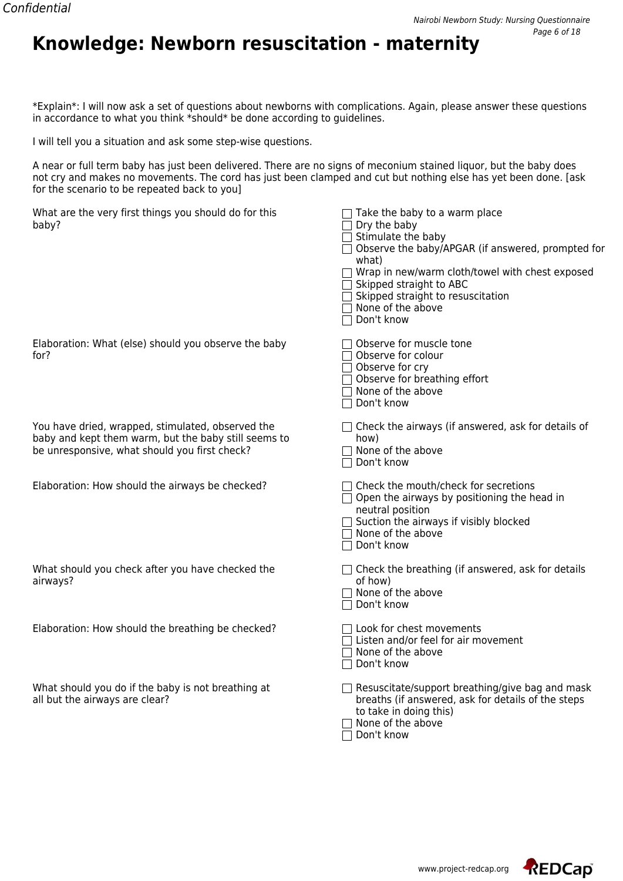# Knowledge: Newborn resuscitation - maternity

*Explain*: I will now ask a set of questions about newborns with complications. Again, please answer these questions in accordance to what you think *should* be done according to guidelines.

I will tell you a situation and ask some step-wise questions.

A near or full term baby has just been delivered. There are no signs of meconium stained liquor, but the baby does not cry and makes no movements. The cord has just been clamped and cut but nothing else has yet been done. [ask for the scenario to be repeated back to you]

What are the very first things you should do for this baby?

- ☐ Take the baby to a warm place
- ☐ Dry the baby
- ☐ Stimulate the baby
- ☐ Observe the baby/APGAR (if answered, prompted for what)
- ☐ Wrap in new/warm cloth/towel with chest exposed
- ☐ Skipped straight to ABC
- ☐ Skipped straight to resuscitation
- ☐ None of the above
- ☐ Don't know

Elaboration: What (else) should you observe the baby for?

- ☐ Observe for muscle tone
- ☐ Observe for colour
- ☐ Observe for cry
- ☐ Observe for breathing effort
- ☐ None of the above
- ☐ Don't know

You have dried, wrapped, stimulated, observed the baby and kept them warm, but the baby still seems to be unresponsive, what should you first check?

- ☐ Check the airways (if answered, ask for details of how)
- ☐ None of the above
- ☐ Don't know

Elaboration: How should the airways be checked?

- ☐ Check the mouth/check for secretions
- ☐ Open the airways by positioning the head in neutral position
- ☐ Suction the airways if visibly blocked
- ☐ None of the above
- ☐ Don't know

What should you check after you have checked the airways?

- ☐ Check the breathing (if answered, ask for details of how)
- ☐ None of the above
- ☐ Don't know

Elaboration: How should the breathing be checked?

- ☐ Look for chest movements
- ☐ Listen and/or feel for air movement
- ☐ None of the above
- ☐ Don't know

What should you do if the baby is not breathing at all but the airways are clear?

- ☐ Resuscitate/support breathing/give bag and mask breaths (if answered, ask for details of the steps to take in doing this)
- ☐ None of the above
- ☐ Don't know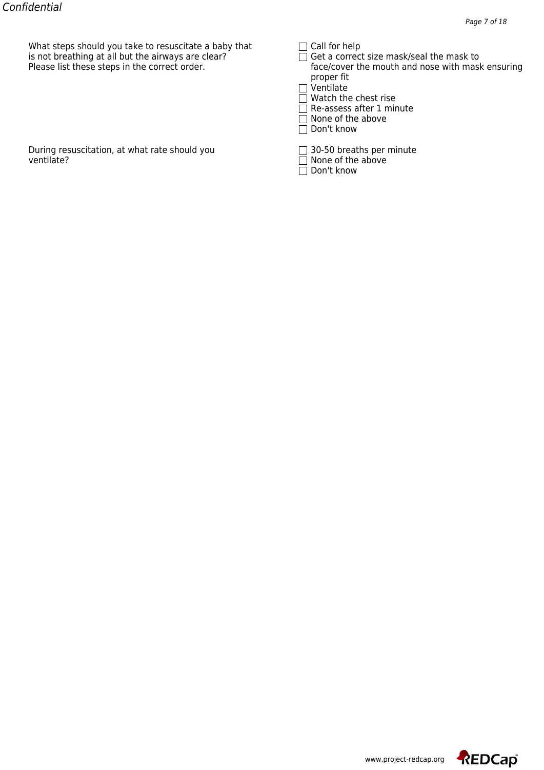What steps should you take to resuscitate a baby that is not breathing at all but the airways are clear? Please list these steps in the correct order.

- ☐ Call for help
- ☐ Get a correct size mask/seal the mask to face/cover the mouth and nose with mask ensuring proper fit
- ☐ Ventilate
- ☐ Watch the chest rise
- ☐ Re-assess after 1 minute
- ☐ None of the above
- ☐ Don't know

During resuscitation, at what rate should you ventilate?

- ☐ 30-50 breaths per minute
- ☐ None of the above
- ☐ Don't know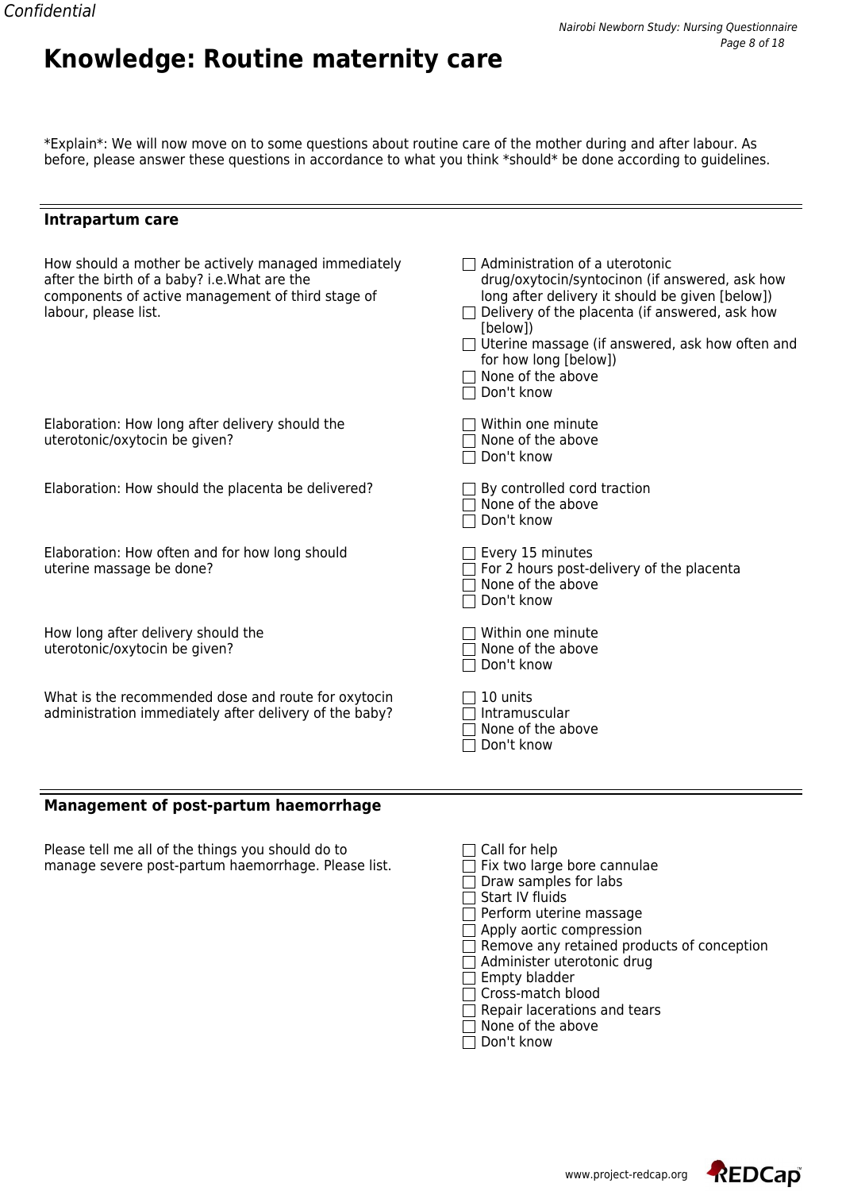# Knowledge: Routine maternity care

*Explain*: We will now move on to some questions about routine care of the mother during and after labour. As before, please answer these questions in accordance to what you think *should* be done according to guidelines.

## Intrapartum care

How should a mother be actively managed immediately after the birth of a baby? i.e.What are the components of active management of third stage of labour, please list.

- ☐ Administration of a uterotonic drug/oxytocin/syntocinon (if answered, ask how long after delivery it should be given [below])
- ☐ Delivery of the placenta (if answered, ask how [below])
- ☐ Uterine massage (if answered, ask how often and for how long [below])
- ☐ None of the above
- ☐ Don't know

Elaboration: How long after delivery should the uterotonic/oxytocin be given?

- ☐ Within one minute
- ☐ None of the above
- ☐ Don't know

Elaboration: How should the placenta be delivered?

- ☐ By controlled cord traction
- ☐ None of the above
- ☐ Don't know

Elaboration: How often and for how long should uterine massage be done?

- ☐ Every 15 minutes
- ☐ For 2 hours post-delivery of the placenta
- ☐ None of the above
- ☐ Don't know

How long after delivery should the uterotonic/oxytocin be given?

- ☐ Within one minute
- ☐ None of the above
- ☐ Don't know

What is the recommended dose and route for oxytocin administration immediately after delivery of the baby?

- ☐ 10 units
- ☐ Intramuscular
- ☐ None of the above
- ☐ Don't know

## Management of post-partum haemorrhage

Please tell me all of the things you should do to manage severe post-partum haemorrhage. Please list.

- ☐ Call for help
- ☐ Fix two large bore cannulae
- ☐ Draw samples for labs
- ☐ Start IV fluids
- ☐ Perform uterine massage
- ☐ Apply aortic compression
- ☐ Remove any retained products of conception
- ☐ Administer uterotonic drug
- ☐ Empty bladder
- ☐ Cross-match blood
- ☐ Repair lacerations and tears
- ☐ None of the above
- ☐ Don't know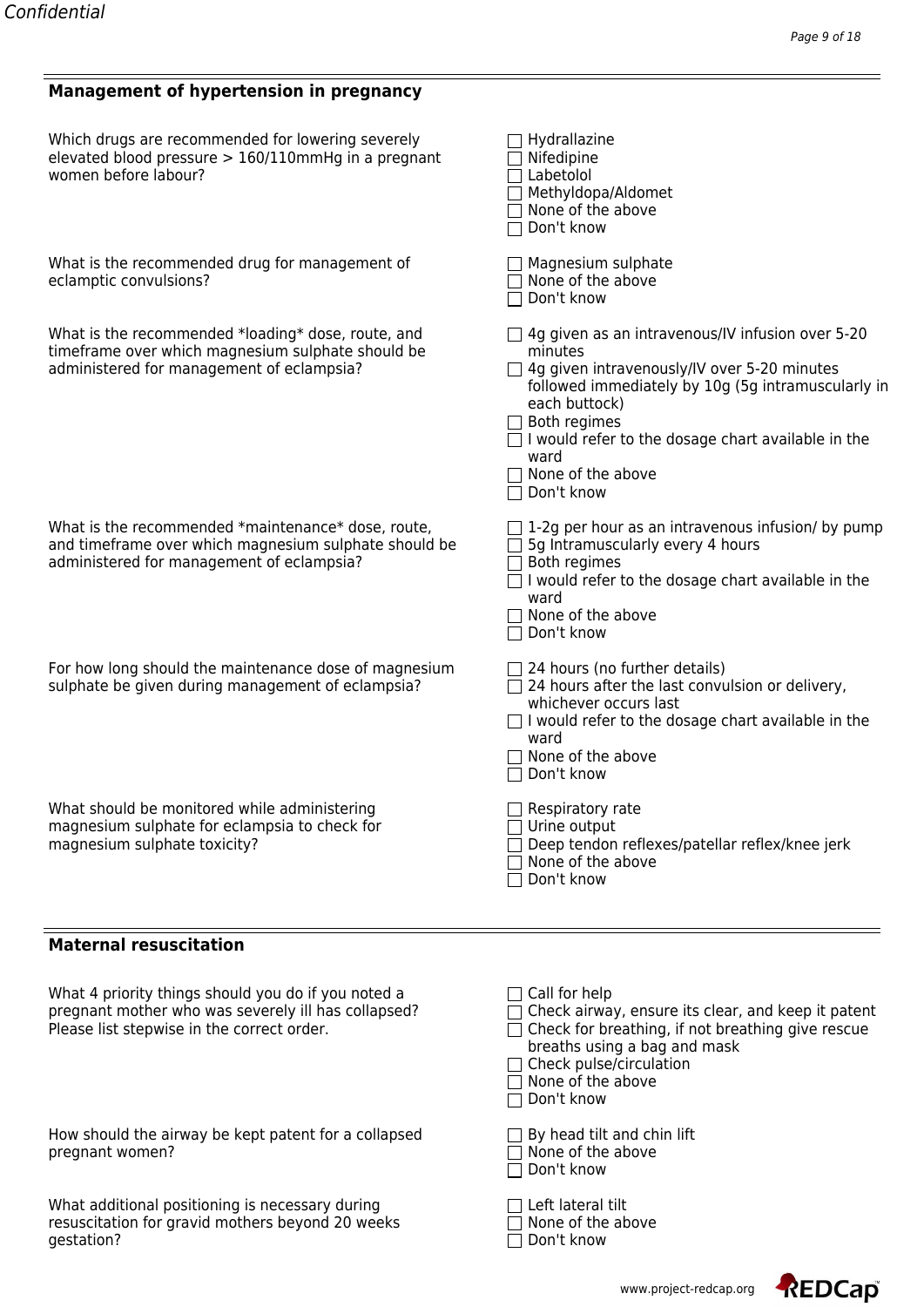## Management of hypertension in pregnancy

Which drugs are recommended for lowering severely elevated blood pressure > 160/110mmHg in a pregnant women before labour?

- ☐ Hydrallazine
- ☐ Nifedipole
- ☐ Labetolol
- ☐ Methyldopa/Aldomet
- ☐ None of the above
- ☐ Don't know

What is the recommended drug for management of eclamptic convulsions?

- ☐ Magnesium sulphate
- ☐ None of the above
- ☐ Don't know

What is the recommended *loading* dose, route, and timeframe over which magnesium sulphate should be administered for management of eclampsia?

- ☐ 4g given as an intravenous/IV infusion over 5-20 minutes
- ☐ 4g given intravenously/IV over 5-20 minutes followed immediately by 10g (5g intramuscularly in each buttock)
- ☐ Both regimes
- ☐ I would refer to the dosage chart available in the ward
- ☐ None of the above
- ☐ Don't know

What is the recommended *maintenance* dose, route, and timeframe over which magnesium sulphate should be administered for management of eclampsia?

- ☐ 1-2g per hour as an intravenous infusion/ by pump
- ☐ 5g Intramuscularly every 4 hours
- ☐ Both regimes
- ☐ I would refer to the dosage chart available in the ward
- ☐ None of the above
- ☐ Don't know

For how long should the maintenance dose of magnesium sulphate be given during management of eclampsia?

- ☐ 24 hours (no further details)
- ☐ 24 hours after the last convulsion or delivery, whichever occurs last
- ☐ I would refer to the dosage chart available in the ward
- ☐ None of the above
- ☐ Don't know

What should be monitored while administering magnesium sulphate for eclampsia to check for magnesium sulphate toxicity?

- ☐ Respiratory rate
- ☐ Urine output
- ☐ Deep tendon reflexes/patellar reflex/knee jerk
- ☐ None of the above
- ☐ Don't know

## Maternal resuscitation

What 4 priority things should you do if you noted a pregnant mother who was severely ill has collapsed? Please list stepwise in the correct order.

- ☐ Call for help
- ☐ Check airway, ensure its clear, and keep it patent
- ☐ Check for breathing, if not breathing give rescue breaths using a bag and mask
- ☐ Check pulse/circulation
- ☐ None of the above
- ☐ Don't know

How should the airway be kept patent for a collapsed pregnant women?

- ☐ By head tilt and chin lift
- ☐ None of the above
- ☐ Don't know

What additional positioning is necessary during resuscitation for gravid mothers beyond 20 weeks gestation?

- ☐ Left lateral tilt
- ☐ None of the above
- ☐ Don't know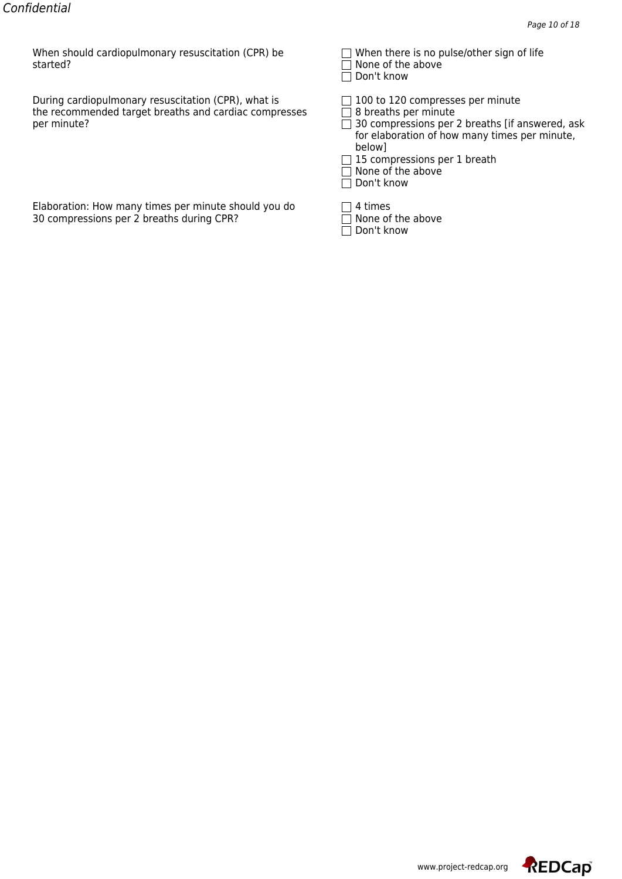When should cardiopulmonary resuscitation (CPR) be started?

- [ ] When there is no pulse/other sign of life
- [ ] None of the above
- [ ] Don't know

During cardiopulmonary resuscitation (CPR), what is the recommended target breaths and cardiac compresses per minute?

- [ ] 100 to 120 compresses per minute
- [ ] 8 breaths per minute
- [ ] 30 compressions per 2 breaths [if answered, ask for elaboration of how many times per minute, below]
- [ ] 15 compressions per 1 breath
- [ ] None of the above
- [ ] Don't know

Elaboration: How many times per minute should you do 30 compressions per 2 breaths during CPR?

- [ ] 4 times
- [ ] None of the above
- [ ] Don't know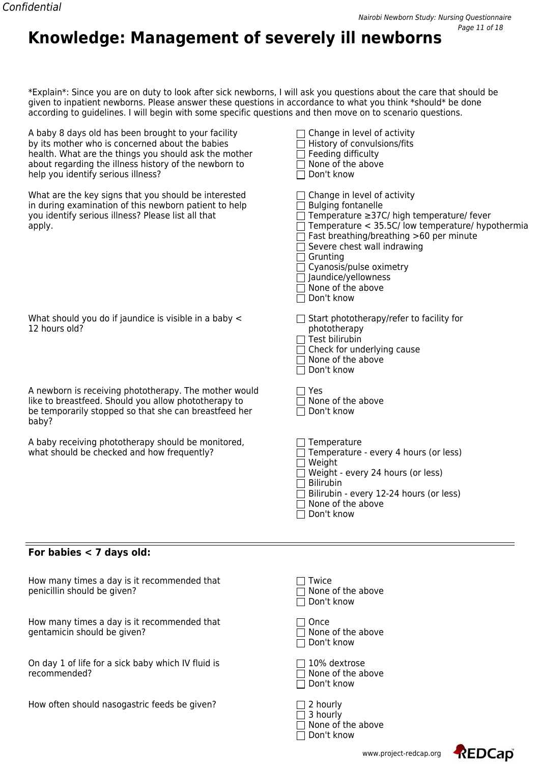# Knowledge: Management of severely ill newborns

*Explain*: Since you are on duty to look after sick newborns, I will ask you questions about the care that should be given to inpatient newborns. Please answer these questions in accordance to what you think *should* be done according to guidelines. I will begin with some specific questions and then move on to scenario questions.

A baby 8 days old has been brought to your facility by its mother who is concerned about the babies health. What are the things you should ask the mother about regarding the illness history of the newborn to help you identify serious illness?

- ☐ Change in level of activity
- ☐ History of convulsions/fits
- ☐ Feeding difficulty
- ☐ None of the above
- ☐ Don't know

What are the key signs that you should be interested in during examination of this newborn patient to help you identify serious illness? Please list all that apply.

- ☐ Change in level of activity
- ☐ Bulging fontanelle
- ☐ Temperature ≥37C/ high temperature/ fever
- ☐ Temperature < 35.5C/ low temperature/ hypothermia
- ☐ Fast breathing/breathing >60 per minute
- ☐ Severe chest wall indrawing
- ☐ Grunting
- ☐ Cyanosis/pulse oximetry
- ☐ Jaundice/yellowness
- ☐ None of the above
- ☐ Don't know

What should you do if jaundice is visible in a baby < 12 hours old?

- ☐ Start phototherapy/refer to facility for phototherapy
- ☐ Test bilirubin
- ☐ Check for underlying cause
- ☐ None of the above
- ☐ Don't know

A newborn is receiving phototherapy. The mother would like to breastfeed. Should you allow phototherapy to be temporarily stopped so that she can breastfeed her baby?

- ☐ Yes
- ☐ None of the above
- ☐ Don't know

A baby receiving phototherapy should be monitored, what should be checked and how frequently?

- ☐ Temperature
- ☐ Temperature - every 4 hours (or less)
- ☐ Weight
- ☐ Weight - every 24 hours (or less)
- ☐ Bilirubin
- ☐ Bilirubin - every 12-24 hours (or less)
- ☐ None of the above
- ☐ Don't know

---

**For babies < 7 days old:**

How many times a day is it recommended that penicillin should be given?

- ☐ Twice
- ☐ None of the above
- ☐ Don't know

How many times a day is it recommended that gentamicin should be given?

- ☐ Once
- ☐ None of the above
- ☐ Don't know

On day 1 of life for a sick baby which IV fluid is recommended?

- ☐ 10% dextrose
- ☐ None of the above
- ☐ Don't know

How often should nasogastric feeds be given?

- ☐ 2 hourly
- ☐ 3 hourly
- ☐ None of the above
- ☐ Don't know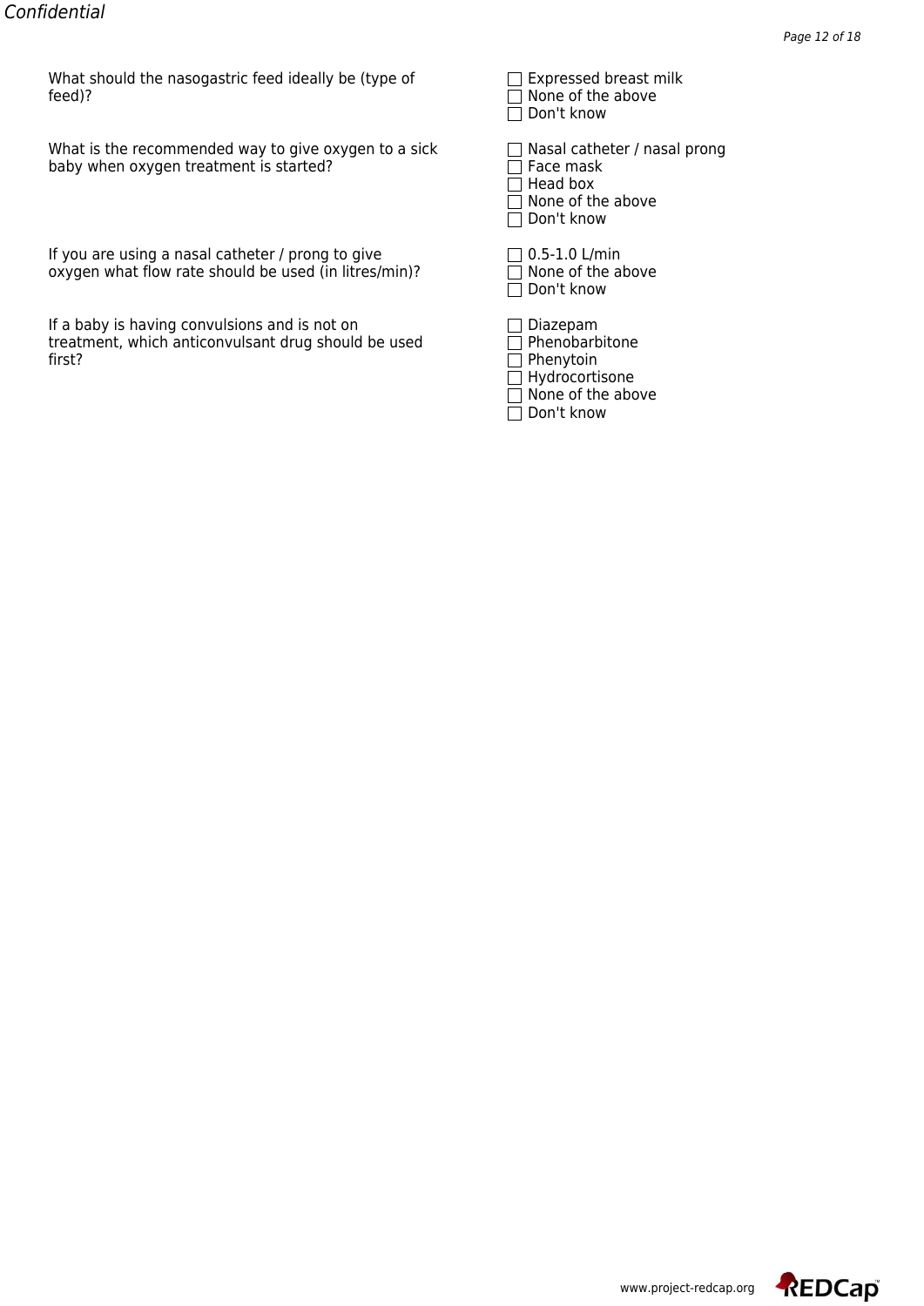What should the nasogastric feed ideally be (type of feed)?

- ☐ Expressed breast milk
- ☐ None of the above
- ☐ Don't know

What is the recommended way to give oxygen to a sick baby when oxygen treatment is started?

- ☐ Nasal catheter / nasal prong
- ☐ Face mask
- ☐ Head box
- ☐ None of the above
- ☐ Don't know

If you are using a nasal catheter / prong to give oxygen what flow rate should be used (in litres/min)?

- ☐ 0.5-1.0 L/min
- ☐ None of the above
- ☐ Don't know

If a baby is having convulsions and is not on treatment, which anticonvulsant drug should be used first?

- ☐ Diazepam
- ☐ Phenobarbitone
- ☐ Phenytoin
- ☐ Hydrocortisone
- ☐ None of the above
- ☐ Don't know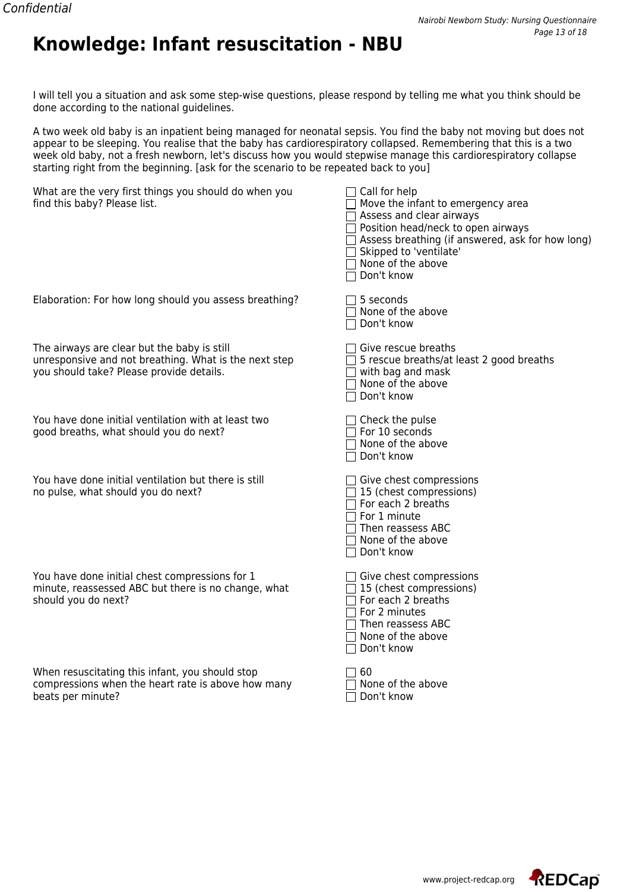# Knowledge: Infant resuscitation - NBU

I will tell you a situation and ask some step-wise questions, please respond by telling me what you think should be done according to the national guidelines.

A two week old baby is an inpatient being managed for neonatal sepsis. You find the baby not moving but does not appear to be sleeping. You realise that the baby has cardiorespiratory collapsed. Remembering that this is a two week old baby, not a fresh newborn, let's discuss how you would stepwise manage this cardiorespiratory collapse starting right from the beginning. [ask for the scenario to be repeated back to you]

What are the very first things you should do when you find this baby? Please list.

- ☐ Call for help
- ☐ Move the infant to emergency area
- ☐ Assess and clear airways
- ☐ Position head/neck to open airways
- ☐ Assess breathing (if answered, ask for how long)
- ☐ Skipped to 'ventilate'
- ☐ None of the above
- ☐ Don't know

Elaboration: For how long should you assess breathing?

- ☐ 5 seconds
- ☐ None of the above
- ☐ Don't know

The airways are clear but the baby is still unresponsive and not breathing. What is the next step you should take? Please provide details.

- ☐ Give rescue breaths
- ☐ 5 rescue breaths/at least 2 good breaths
- ☐ with bag and mask
- ☐ None of the above
- ☐ Don't know

You have done initial ventilation with at least two good breaths, what should you do next?

- ☐ Check the pulse
- ☐ For 10 seconds
- ☐ None of the above
- ☐ Don't know

You have done initial ventilation but there is still no pulse, what should you do next?

- ☐ Give chest compressions
- ☐ 15 (chest compressions)
- ☐ For each 2 breaths
- ☐ For 1 minute
- ☐ Then reassess ABC
- ☐ None of the above
- ☐ Don't know

You have done initial chest compressions for 1 minute, reassessed ABC but there is no change, what should you do next?

- ☐ Give chest compressions
- ☐ 15 (chest compressions)
- ☐ For each 2 breaths
- ☐ For 2 minutes
- ☐ Then reassess ABC
- ☐ None of the above
- ☐ Don't know

When resuscitating this infant, you should stop compressions when the heart rate is above how many beats per minute?

- ☐ 60
- ☐ None of the above
- ☐ Don't know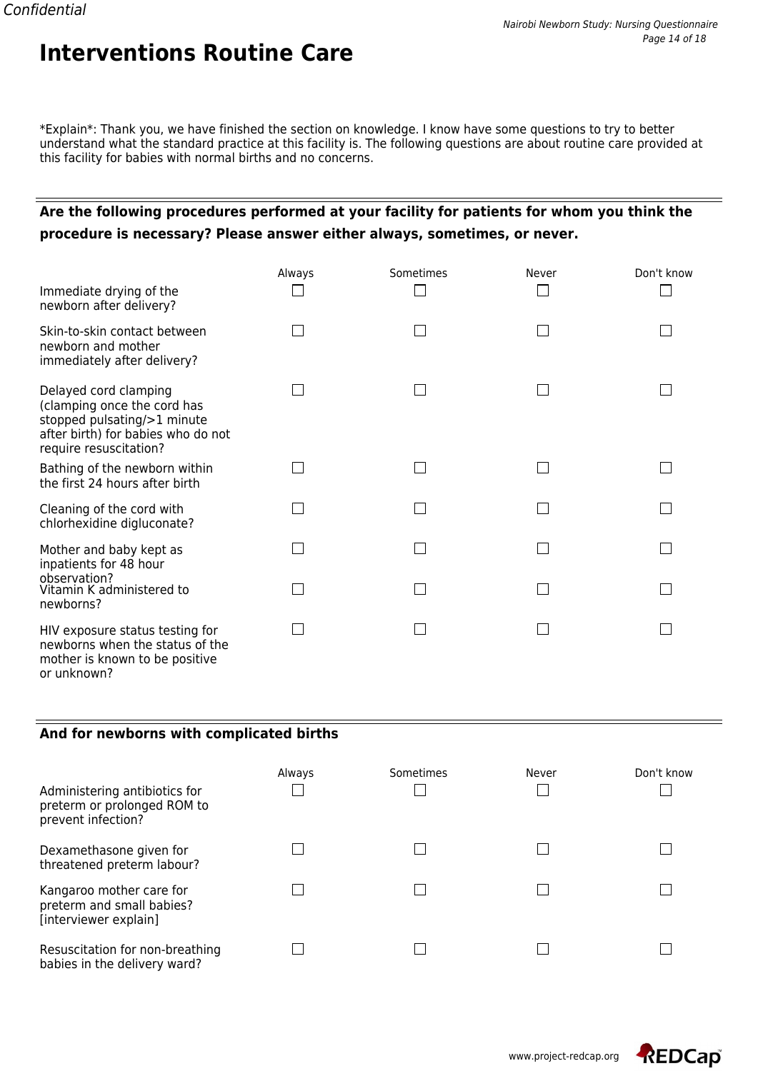# Interventions Routine Care

*Explain*: Thank you, we have finished the section on knowledge. I know have some questions to try to better understand what the standard practice at this facility is. The following questions are about routine care provided at this facility for babies with normal births and no concerns.

**Are the following procedures performed at your facility for patients for whom you think the procedure is necessary? Please answer either always, sometimes, or never.**

| | Always | Sometimes | Never | Don't know |
|---|---|---|---|---|
| Immediate drying of the newborn after delivery? | ☐ | ☐ | ☐ | ☐ |
| Skin-to-skin contact between newborn and mother immediately after delivery? | ☐ | ☐ | ☐ | ☐ |
| Delayed cord clamping (clamping once the cord has stopped pulsating/>1 minute after birth) for babies who do not require resuscitation? | ☐ | ☐ | ☐ | ☐ |
| Bathing of the newborn within the first 24 hours after birth | ☐ | ☐ | ☐ | ☐ |
| Cleaning of the cord with chlorhexidine digluconate? | ☐ | ☐ | ☐ | ☐ |
| Mother and baby kept as inpatients for 48 hour observation? | ☐ | ☐ | ☐ | ☐ |
| Vitamin K administered to newborns? | ☐ | ☐ | ☐ | ☐ |
| HIV exposure status testing for newborns when the status of the mother is known to be positive or unknown? | ☐ | ☐ | ☐ | ☐ |

**And for newborns with complicated births**

| | Always | Sometimes | Never | Don't know |
|---|---|---|---|---|
| Administering antibiotics for preterm or prolonged ROM to prevent infection? | ☐ | ☐ | ☐ | ☐ |
| Dexamethasone given for threatened preterm labour? | ☐ | ☐ | ☐ | ☐ |
| Kangaroo mother care for preterm and small babies? [interviewer explain] | ☐ | ☐ | ☐ | ☐ |
| Resuscitation for non-breathing babies in the delivery ward? | ☐ | ☐ | ☐ | ☐ |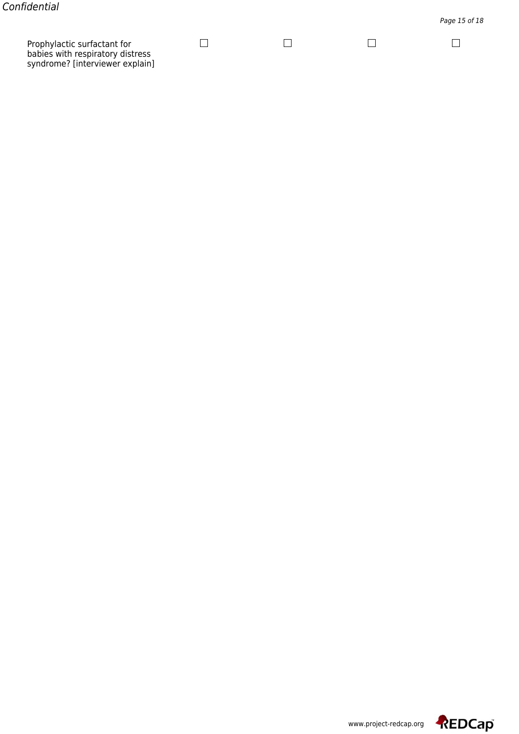| | | | | |
|---|---|---|---|---|
| Prophylactic surfactant for babies with respiratory distress syndrome? [interviewer explain] | ☐ | ☐ | ☐ | ☐ |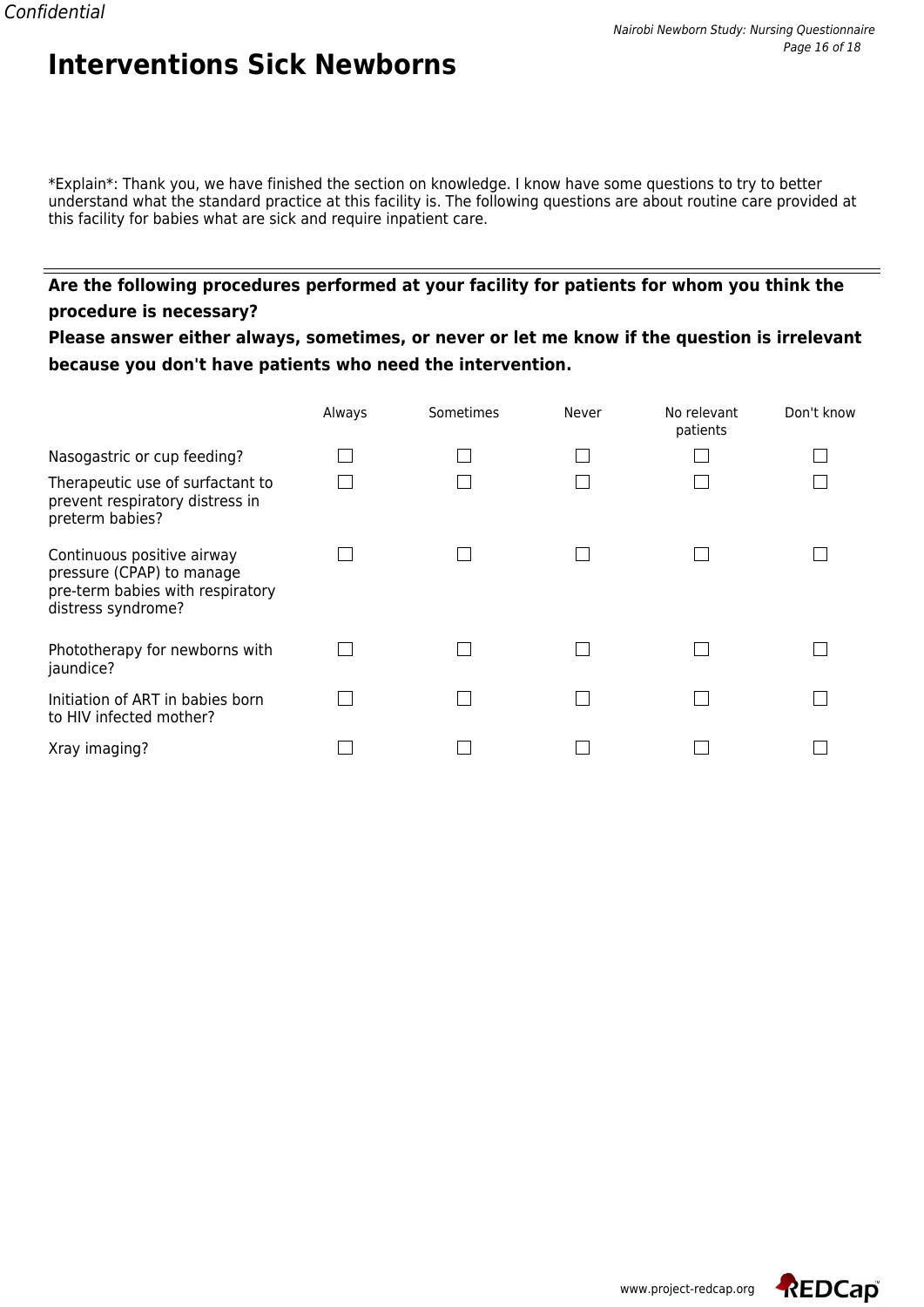# Interventions Sick Newborns

*Explain*: Thank you, we have finished the section on knowledge. I know have some questions to try to better understand what the standard practice at this facility is. The following questions are about routine care provided at this facility for babies what are sick and require inpatient care.

**Are the following procedures performed at your facility for patients for whom you think the procedure is necessary?**
**Please answer either always, sometimes, or never or let me know if the question is irrelevant because you don't have patients who need the intervention.**

| | Always | Sometimes | Never | No relevant patients | Don't know |
|---|---|---|---|---|---|
| Nasogastric or cup feeding? | ☐ | ☐ | ☐ | ☐ | ☐ |
| Therapeutic use of surfactant to prevent respiratory distress in preterm babies? | ☐ | ☐ | ☐ | ☐ | ☐ |
| Continuous positive airway pressure (CPAP) to manage pre-term babies with respiratory distress syndrome? | ☐ | ☐ | ☐ | ☐ | ☐ |
| Phototherapy for newborns with jaundice? | ☐ | ☐ | ☐ | ☐ | ☐ |
| Initiation of ART in babies born to HIV infected mother? | ☐ | ☐ | ☐ | ☐ | ☐ |
| Xray imaging? | ☐ | ☐ | ☐ | ☐ | ☐ |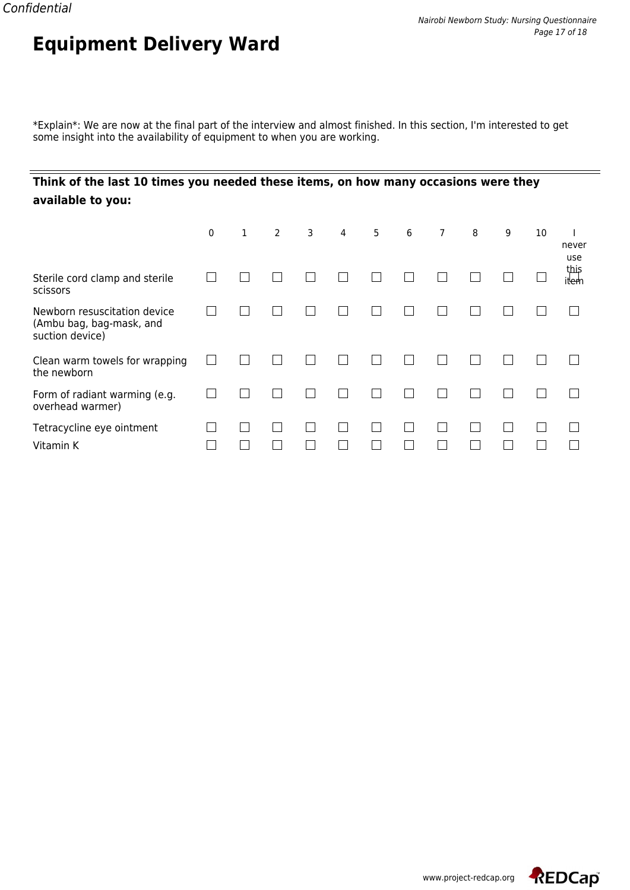# Equipment Delivery Ward

*Explain*: We are now at the final part of the interview and almost finished. In this section, I'm interested to get some insight into the availability of equipment to when you are working.

**Think of the last 10 times you needed these items, on how many occasions were they available to you:**

| | 0 | 1 | 2 | 3 | 4 | 5 | 6 | 7 | 8 | 9 | 10 | I never use this item |
|---|---|---|---|---|---|---|---|---|---|---|---|---|
| Sterile cord clamp and sterile scissors | ☐ | ☐ | ☐ | ☐ | ☐ | ☐ | ☐ | ☐ | ☐ | ☐ | ☐ | ☐ |
| Newborn resuscitation device (Ambu bag, bag-mask, and suction device) | ☐ | ☐ | ☐ | ☐ | ☐ | ☐ | ☐ | ☐ | ☐ | ☐ | ☐ | ☐ |
| Clean warm towels for wrapping the newborn | ☐ | ☐ | ☐ | ☐ | ☐ | ☐ | ☐ | ☐ | ☐ | ☐ | ☐ | ☐ |
| Form of radiant warming (e.g. overhead warmer) | ☐ | ☐ | ☐ | ☐ | ☐ | ☐ | ☐ | ☐ | ☐ | ☐ | ☐ | ☐ |
| Tetracycline eye ointment | ☐ | ☐ | ☐ | ☐ | ☐ | ☐ | ☐ | ☐ | ☐ | ☐ | ☐ | ☐ |
| Vitamin K | ☐ | ☐ | ☐ | ☐ | ☐ | ☐ | ☐ | ☐ | ☐ | ☐ | ☐ | ☐ |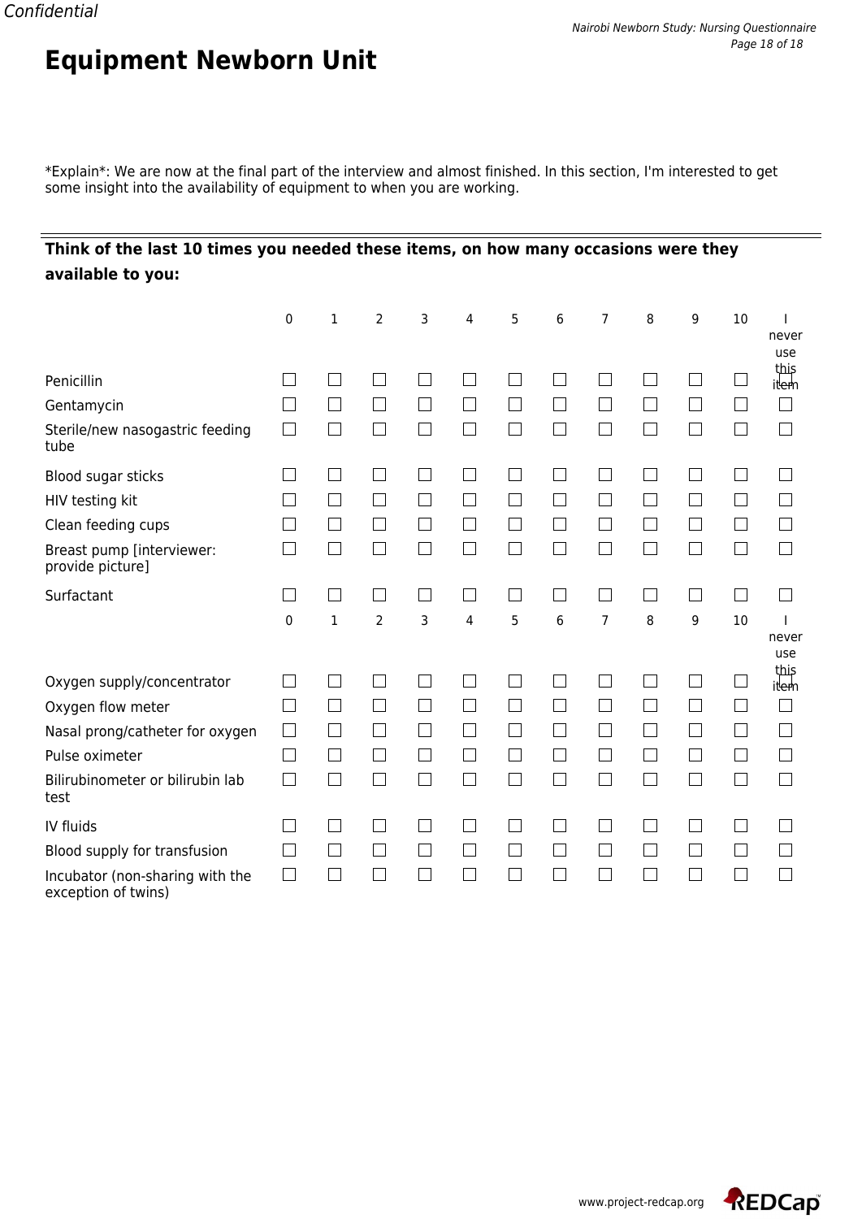Confidential

# Equipment Newborn Unit

*Explain*: We are now at the final part of the interview and almost finished. In this section, I'm interested to get some insight into the availability of equipment to when you are working.

---

**Think of the last 10 times you needed these items, on how many occasions were they available to you:**

| | 0 | 1 | 2 | 3 | 4 | 5 | 6 | 7 | 8 | 9 | 10 | I never use this item |
|---|---|---|---|---|---|---|---|---|---|---|---|---|
| Penicillin | ☐ | ☐ | ☐ | ☐ | ☐ | ☐ | ☐ | ☐ | ☐ | ☐ | ☐ | ☐ |
| Gentamycin | ☐ | ☐ | ☐ | ☐ | ☐ | ☐ | ☐ | ☐ | ☐ | ☐ | ☐ | ☐ |
| Sterile/new nasogastric feeding tube | ☐ | ☐ | ☐ | ☐ | ☐ | ☐ | ☐ | ☐ | ☐ | ☐ | ☐ | ☐ |
| Blood sugar sticks | ☐ | ☐ | ☐ | ☐ | ☐ | ☐ | ☐ | ☐ | ☐ | ☐ | ☐ | ☐ |
| HIV testing kit | ☐ | ☐ | ☐ | ☐ | ☐ | ☐ | ☐ | ☐ | ☐ | ☐ | ☐ | ☐ |
| Clean feeding cups | ☐ | ☐ | ☐ | ☐ | ☐ | ☐ | ☐ | ☐ | ☐ | ☐ | ☐ | ☐ |
| Breast pump [interviewer: provide picture] | ☐ | ☐ | ☐ | ☐ | ☐ | ☐ | ☐ | ☐ | ☐ | ☐ | ☐ | ☐ |
| Surfactant | ☐ | ☐ | ☐ | ☐ | ☐ | ☐ | ☐ | ☐ | ☐ | ☐ | ☐ | ☐ |
| Oxygen supply/concentrator | ☐ | ☐ | ☐ | ☐ | ☐ | ☐ | ☐ | ☐ | ☐ | ☐ | ☐ | ☐ |
| Oxygen flow meter | ☐ | ☐ | ☐ | ☐ | ☐ | ☐ | ☐ | ☐ | ☐ | ☐ | ☐ | ☐ |
| Nasal prong/catheter for oxygen | ☐ | ☐ | ☐ | ☐ | ☐ | ☐ | ☐ | ☐ | ☐ | ☐ | ☐ | ☐ |
| Pulse oximeter | ☐ | ☐ | ☐ | ☐ | ☐ | ☐ | ☐ | ☐ | ☐ | ☐ | ☐ | ☐ |
| Bilirubinometer or bilirubin lab test | ☐ | ☐ | ☐ | ☐ | ☐ | ☐ | ☐ | ☐ | ☐ | ☐ | ☐ | ☐ |
| IV fluids | ☐ | ☐ | ☐ | ☐ | ☐ | ☐ | ☐ | ☐ | ☐ | ☐ | ☐ | ☐ |
| Blood supply for transfusion | ☐ | ☐ | ☐ | ☐ | ☐ | ☐ | ☐ | ☐ | ☐ | ☐ | ☐ | ☐ |
| Incubator (non-sharing with the exception of twins) | ☐ | ☐ | ☐ | ☐ | ☐ | ☐ | ☐ | ☐ | ☐ | ☐ | ☐ | ☐ |